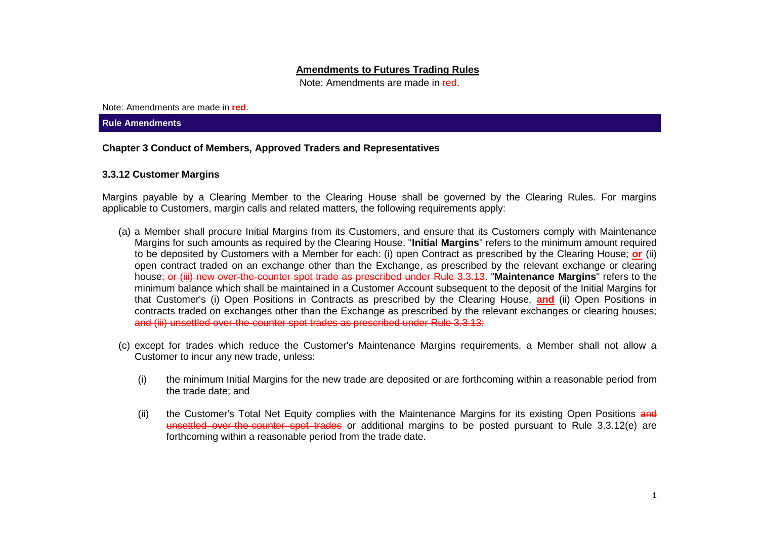**Amendments to Futures Trading Rules**

Note: Amendments are made in red.

Note: Amendments are made in **red**.

**Rule Amendments**

### Chapter 3 Conduct of Members, Approved Traders and Representatives

### 3.3.12 Customer Margins

Margins payable by a Clearing Member to the Clearing House shall be governed by the Clearing Rules. For margins applicable to Customers, margin calls and related matters, the following requirements apply:

(a) a Member shall procure Initial Margins from its Customers, and ensure that its Customers comply with Maintenance Margins for such amounts as required by the Clearing House. "**Initial Margins**" refers to the minimum amount required to be deposited by Customers with a Member for each: (i) open Contract as prescribed by the Clearing House; **or** (ii) open contract traded on an exchange other than the Exchange, as prescribed by the relevant exchange or clearing house~~; or (iii) new over-the-counter spot trade as prescribed under Rule 3.3.13~~. "**Maintenance Margins**" refers to the minimum balance which shall be maintained in a Customer Account subsequent to the deposit of the Initial Margins for that Customer's (i) Open Positions in Contracts as prescribed by the Clearing House, **and** (ii) Open Positions in contracts traded on exchanges other than the Exchange as prescribed by the relevant exchanges or clearing houses; ~~and (iii) unsettled over-the-counter spot trades as prescribed under Rule 3.3.13;~~

(c) except for trades which reduce the Customer's Maintenance Margins requirements, a Member shall not allow a Customer to incur any new trade, unless:

(i) the minimum Initial Margins for the new trade are deposited or are forthcoming within a reasonable period from the trade date; and

(ii) the Customer's Total Net Equity complies with the Maintenance Margins for its existing Open Positions ~~and unsettled over-the-counter spot trades~~ or additional margins to be posted pursuant to Rule 3.3.12(e) are forthcoming within a reasonable period from the trade date.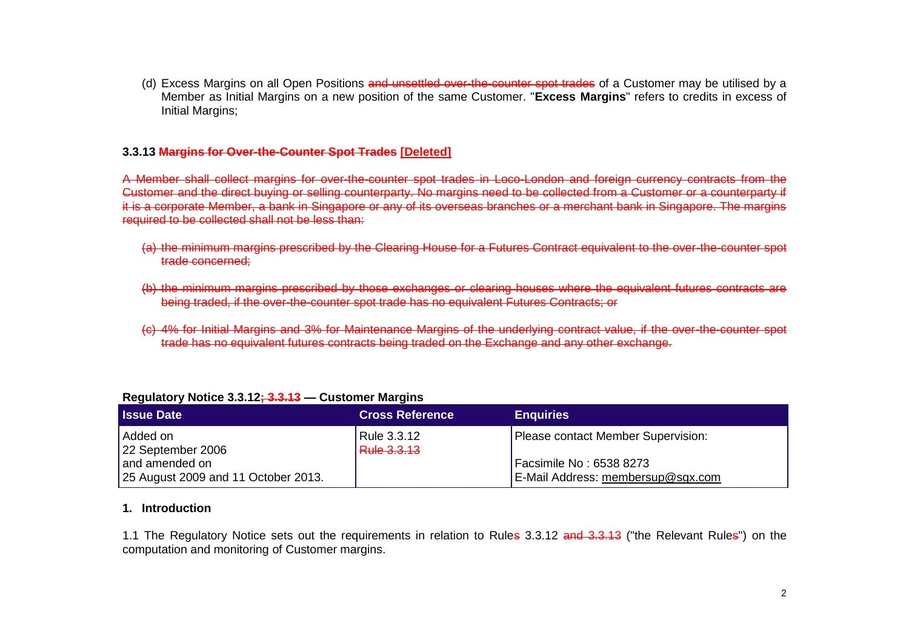(d) Excess Margins on all Open Positions ~~and unsettled over-the-counter spot trades~~ of a Customer may be utilised by a Member as Initial Margins on a new position of the same Customer. "**Excess Margins**" refers to credits in excess of Initial Margins;

### 3.3.13 ~~Margins for Over-the-Counter Spot Trades~~ [Deleted]

~~A Member shall collect margins for over-the-counter spot trades in Loco-London and foreign currency contracts from the Customer and the direct buying or selling counterparty. No margins need to be collected from a Customer or a counterparty if it is a corporate Member, a bank in Singapore or any of its overseas branches or a merchant bank in Singapore. The margins required to be collected shall not be less than:~~

~~(a) the minimum margins prescribed by the Clearing House for a Futures Contract equivalent to the over-the-counter spot trade concerned;~~

~~(b) the minimum margins prescribed by those exchanges or clearing houses where the equivalent futures contracts are being traded, if the over-the-counter spot trade has no equivalent Futures Contracts; or~~

~~(c) 4% for Initial Margins and 3% for Maintenance Margins of the underlying contract value, if the over-the-counter spot trade has no equivalent futures contracts being traded on the Exchange and any other exchange.~~

**Regulatory Notice 3.3.12~~; 3.3.13~~ — Customer Margins**

| Issue Date | Cross Reference | Enquiries |
|---|---|---|
| Added on 22 September 2006 and amended on 25 August 2009 and 11 October 2013. | Rule 3.3.12 ~~Rule 3.3.13~~ | Please contact Member Supervision: Facsimile No : 6538 8273 E-Mail Address: membersup@sgx.com |

## 1. Introduction

1.1 The Regulatory Notice sets out the requirements in relation to Rule~~s~~ 3.3.12 ~~and 3.3.13~~ ("the Relevant Rule~~s~~") on the computation and monitoring of Customer margins.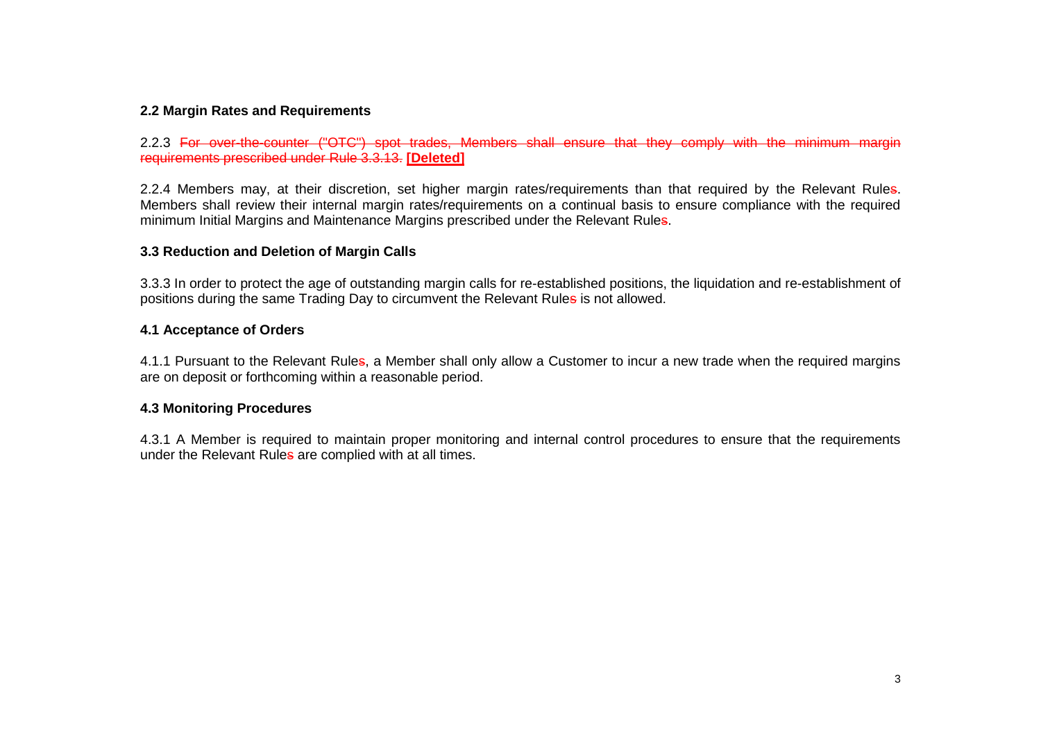**2.2 Margin Rates and Requirements**

2.2.3 ~~For over-the-counter ("OTC") spot trades, Members shall ensure that they comply with the minimum margin requirements prescribed under Rule 3.3.13.~~ **[Deleted]**

2.2.4 Members may, at their discretion, set higher margin rates/requirements than that required by the Relevant Rule~~s~~. Members shall review their internal margin rates/requirements on a continual basis to ensure compliance with the required minimum Initial Margins and Maintenance Margins prescribed under the Relevant Rule~~s~~.

**3.3 Reduction and Deletion of Margin Calls**

3.3.3 In order to protect the age of outstanding margin calls for re-established positions, the liquidation and re-establishment of positions during the same Trading Day to circumvent the Relevant Rule~~s~~ is not allowed.

**4.1 Acceptance of Orders**

4.1.1 Pursuant to the Relevant Rule~~s~~, a Member shall only allow a Customer to incur a new trade when the required margins are on deposit or forthcoming within a reasonable period.

**4.3 Monitoring Procedures**

4.3.1 A Member is required to maintain proper monitoring and internal control procedures to ensure that the requirements under the Relevant Rule~~s~~ are complied with at all times.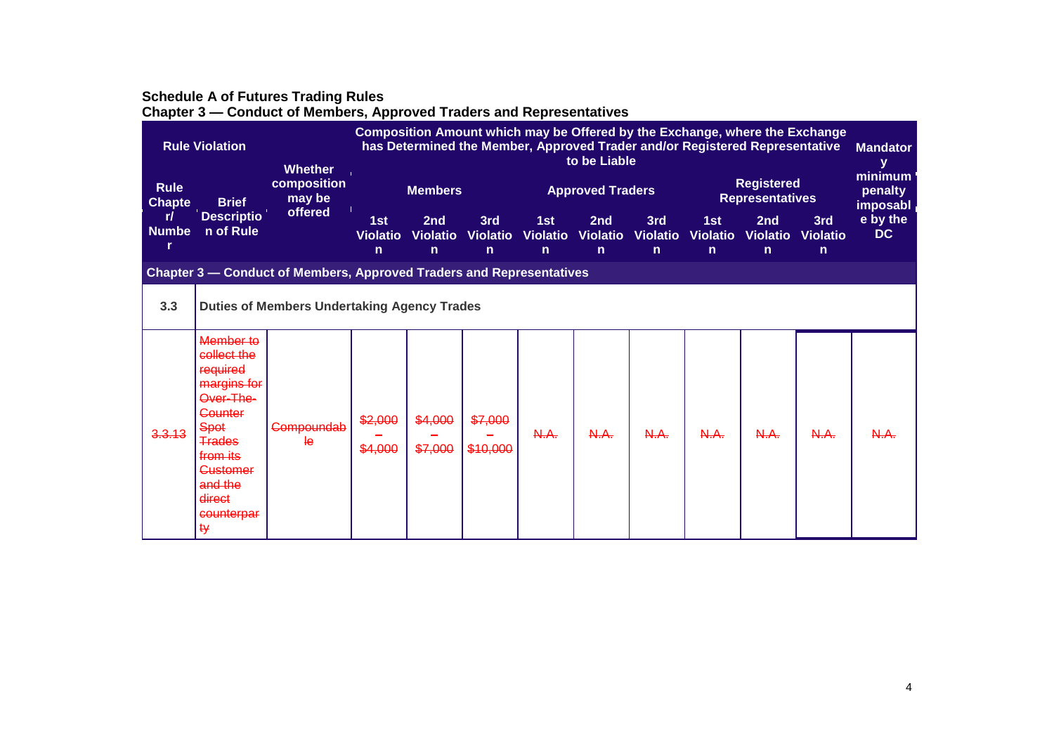**Schedule A of Futures Trading Rules**
**Chapter 3 — Conduct of Members, Approved Traders and Representatives**

| Rule Violation | | Whether composition may be offered | Composition Amount which may be Offered by the Exchange, where the Exchange has Determined the Member, Approved Trader and/or Registered Representative to be Liable | | | | | | | | | Mandatory minimum penalty imposable by the DC |
|---|---|---|---|---|---|---|---|---|---|---|---|---|
| | | | Members | | | Approved Traders | | | Registered Representatives | | | |
| Rule Chapter/ Number | Brief Description of Rule | | 1st Violation | 2nd Violation | 3rd Violation | 1st Violation | 2nd Violation | 3rd Violation | 1st Violation | 2nd Violation | 3rd Violation | |
| **Chapter 3 — Conduct of Members, Approved Traders and Representatives** | | | | | | | | | | | | |
| **3.3** | **Duties of Members Undertaking Agency Trades** | | | | | | | | | | | |
| ~~3.3.13~~ | ~~Member to collect the required margins for Over-The-Counter Spot Trades from its Customer and the direct counterparty~~ | ~~Compoundable~~ | ~~$2,000 – $4,000~~ | ~~$4,000 – $7,000~~ | ~~$7,000 – $10,000~~ | ~~N.A.~~ | ~~N.A.~~ | ~~N.A.~~ | ~~N.A.~~ | ~~N.A.~~ | ~~N.A.~~ | ~~N.A.~~ |